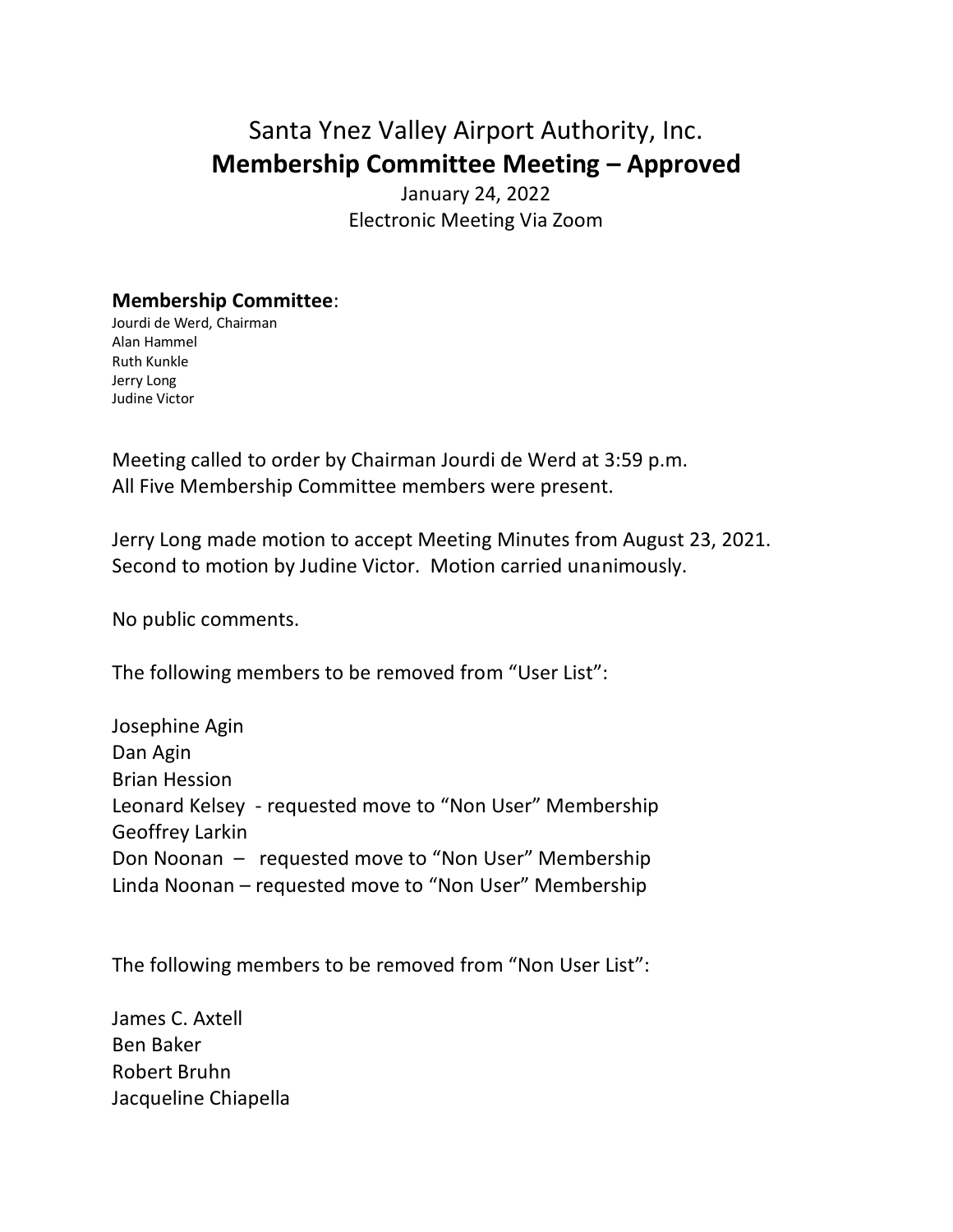# Santa Ynez Valley Airport Authority, Inc.
## Membership Committee Meeting – Approved

January 24, 2022
Electronic Meeting Via Zoom

**Membership Committee**:
Jourdi de Werd, Chairman
Alan Hammel
Ruth Kunkle
Jerry Long
Judine Victor

Meeting called to order by Chairman Jourdi de Werd at 3:59 p.m.
All Five Membership Committee members were present.

Jerry Long made motion to accept Meeting Minutes from August 23, 2021.
Second to motion by Judine Victor. Motion carried unanimously.

No public comments.

The following members to be removed from "User List":

Josephine Agin
Dan Agin
Brian Hession
Leonard Kelsey - requested move to "Non User" Membership
Geoffrey Larkin
Don Noonan – requested move to "Non User" Membership
Linda Noonan – requested move to "Non User" Membership

The following members to be removed from "Non User List":

James C. Axtell
Ben Baker
Robert Bruhn
Jacqueline Chiapella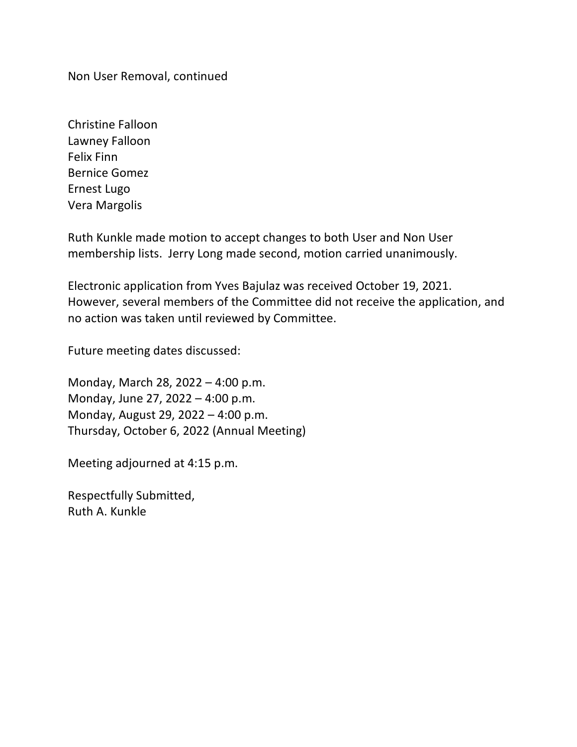Non User Removal, continued

Christine Falloon
Lawney Falloon
Felix Finn
Bernice Gomez
Ernest Lugo
Vera Margolis

Ruth Kunkle made motion to accept changes to both User and Non User membership lists. Jerry Long made second, motion carried unanimously.

Electronic application from Yves Bajulaz was received October 19, 2021. However, several members of the Committee did not receive the application, and no action was taken until reviewed by Committee.

Future meeting dates discussed:

Monday, March 28, 2022 – 4:00 p.m.
Monday, June 27, 2022 – 4:00 p.m.
Monday, August 29, 2022 – 4:00 p.m.
Thursday, October 6, 2022 (Annual Meeting)

Meeting adjourned at 4:15 p.m.

Respectfully Submitted,
Ruth A. Kunkle